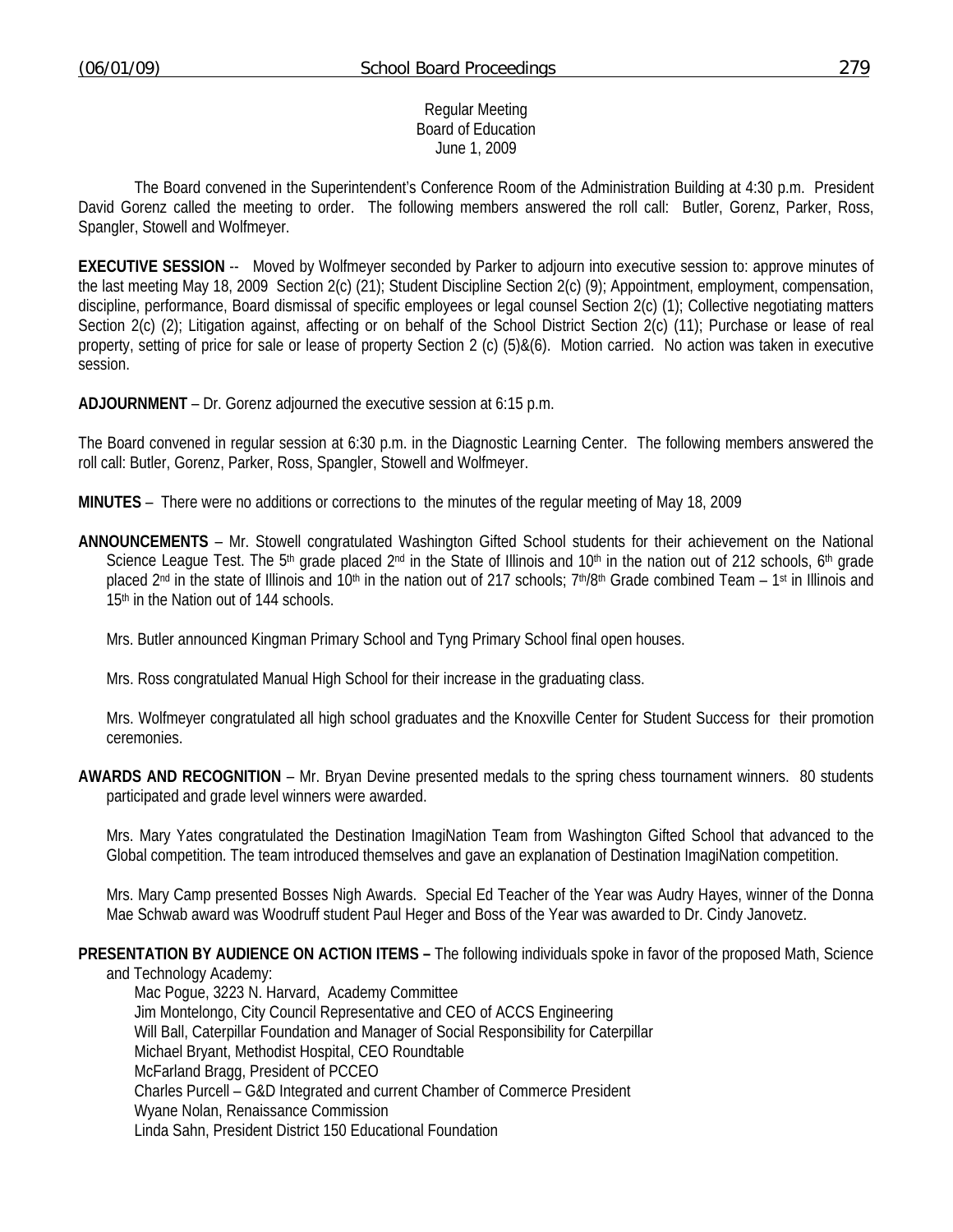Regular Meeting
Board of Education
June 1, 2009

The Board convened in the Superintendent's Conference Room of the Administration Building at 4:30 p.m. President David Gorenz called the meeting to order. The following members answered the roll call: Butler, Gorenz, Parker, Ross, Spangler, Stowell and Wolfmeyer.

**EXECUTIVE SESSION** -- Moved by Wolfmeyer seconded by Parker to adjourn into executive session to: approve minutes of the last meeting May 18, 2009 Section 2(c) (21); Student Discipline Section 2(c) (9); Appointment, employment, compensation, discipline, performance, Board dismissal of specific employees or legal counsel Section 2(c) (1); Collective negotiating matters Section 2(c) (2); Litigation against, affecting or on behalf of the School District Section 2(c) (11); Purchase or lease of real property, setting of price for sale or lease of property Section 2 (c) (5)&(6). Motion carried. No action was taken in executive session.

**ADJOURNMENT** – Dr. Gorenz adjourned the executive session at 6:15 p.m.

The Board convened in regular session at 6:30 p.m. in the Diagnostic Learning Center. The following members answered the roll call: Butler, Gorenz, Parker, Ross, Spangler, Stowell and Wolfmeyer.

**MINUTES** – There were no additions or corrections to the minutes of the regular meeting of May 18, 2009

**ANNOUNCEMENTS** – Mr. Stowell congratulated Washington Gifted School students for their achievement on the National Science League Test. The 5th grade placed 2nd in the State of Illinois and 10th in the nation out of 212 schools, 6th grade placed 2nd in the state of Illinois and 10th in the nation out of 217 schools; 7th/8th Grade combined Team – 1st in Illinois and 15th in the Nation out of 144 schools.

Mrs. Butler announced Kingman Primary School and Tyng Primary School final open houses.

Mrs. Ross congratulated Manual High School for their increase in the graduating class.

Mrs. Wolfmeyer congratulated all high school graduates and the Knoxville Center for Student Success for their promotion ceremonies.

**AWARDS AND RECOGNITION** – Mr. Bryan Devine presented medals to the spring chess tournament winners. 80 students participated and grade level winners were awarded.

Mrs. Mary Yates congratulated the Destination ImagiNation Team from Washington Gifted School that advanced to the Global competition. The team introduced themselves and gave an explanation of Destination ImagiNation competition.

Mrs. Mary Camp presented Bosses Nigh Awards. Special Ed Teacher of the Year was Audry Hayes, winner of the Donna Mae Schwab award was Woodruff student Paul Heger and Boss of the Year was awarded to Dr. Cindy Janovetz.

**PRESENTATION BY AUDIENCE ON ACTION ITEMS –** The following individuals spoke in favor of the proposed Math, Science and Technology Academy:

Mac Pogue, 3223 N. Harvard, Academy Committee
Jim Montelongo, City Council Representative and CEO of ACCS Engineering
Will Ball, Caterpillar Foundation and Manager of Social Responsibility for Caterpillar
Michael Bryant, Methodist Hospital, CEO Roundtable
McFarland Bragg, President of PCCEO
Charles Purcell – G&D Integrated and current Chamber of Commerce President
Wyane Nolan, Renaissance Commission
Linda Sahn, President District 150 Educational Foundation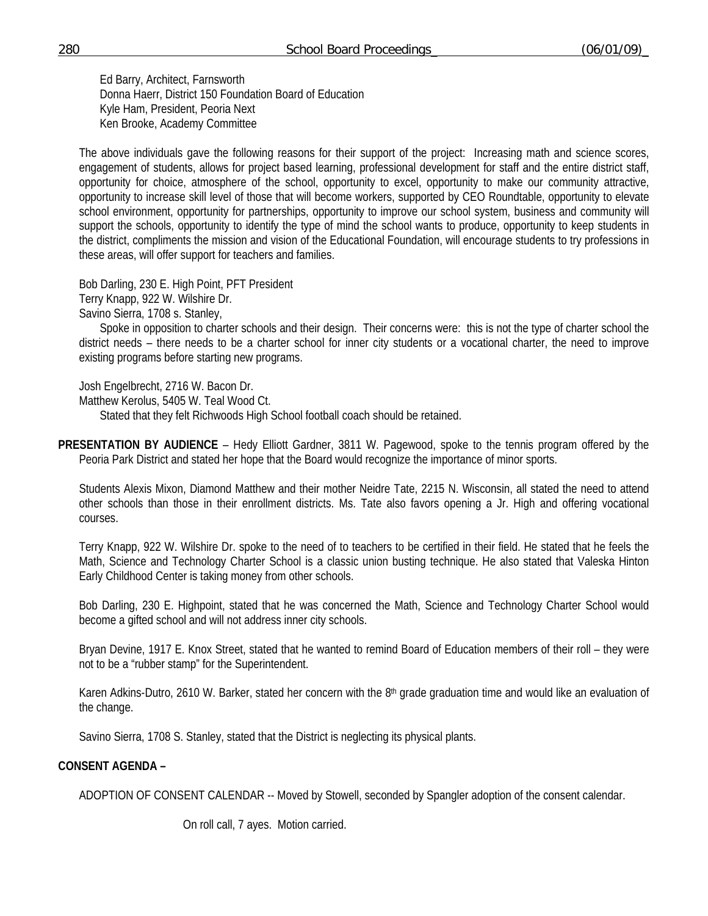Ed Barry, Architect, Farnsworth
Donna Haerr, District 150 Foundation Board of Education
Kyle Ham, President, Peoria Next
Ken Brooke, Academy Committee

The above individuals gave the following reasons for their support of the project: Increasing math and science scores, engagement of students, allows for project based learning, professional development for staff and the entire district staff, opportunity for choice, atmosphere of the school, opportunity to excel, opportunity to make our community attractive, opportunity to increase skill level of those that will become workers, supported by CEO Roundtable, opportunity to elevate school environment, opportunity for partnerships, opportunity to improve our school system, business and community will support the schools, opportunity to identify the type of mind the school wants to produce, opportunity to keep students in the district, compliments the mission and vision of the Educational Foundation, will encourage students to try professions in these areas, will offer support for teachers and families.

Bob Darling, 230 E. High Point, PFT President
Terry Knapp, 922 W. Wilshire Dr.
Savino Sierra, 1708 s. Stanley,

Spoke in opposition to charter schools and their design. Their concerns were: this is not the type of charter school the district needs – there needs to be a charter school for inner city students or a vocational charter, the need to improve existing programs before starting new programs.

Josh Engelbrecht, 2716 W. Bacon Dr.
Matthew Kerolus, 5405 W. Teal Wood Ct.

Stated that they felt Richwoods High School football coach should be retained.

**PRESENTATION BY AUDIENCE** – Hedy Elliott Gardner, 3811 W. Pagewood, spoke to the tennis program offered by the Peoria Park District and stated her hope that the Board would recognize the importance of minor sports.

Students Alexis Mixon, Diamond Matthew and their mother Neidre Tate, 2215 N. Wisconsin, all stated the need to attend other schools than those in their enrollment districts. Ms. Tate also favors opening a Jr. High and offering vocational courses.

Terry Knapp, 922 W. Wilshire Dr. spoke to the need of to teachers to be certified in their field. He stated that he feels the Math, Science and Technology Charter School is a classic union busting technique. He also stated that Valeska Hinton Early Childhood Center is taking money from other schools.

Bob Darling, 230 E. Highpoint, stated that he was concerned the Math, Science and Technology Charter School would become a gifted school and will not address inner city schools.

Bryan Devine, 1917 E. Knox Street, stated that he wanted to remind Board of Education members of their roll – they were not to be a "rubber stamp" for the Superintendent.

Karen Adkins-Dutro, 2610 W. Barker, stated her concern with the 8th grade graduation time and would like an evaluation of the change.

Savino Sierra, 1708 S. Stanley, stated that the District is neglecting its physical plants.

**CONSENT AGENDA –**

ADOPTION OF CONSENT CALENDAR -- Moved by Stowell, seconded by Spangler adoption of the consent calendar.

On roll call, 7 ayes. Motion carried.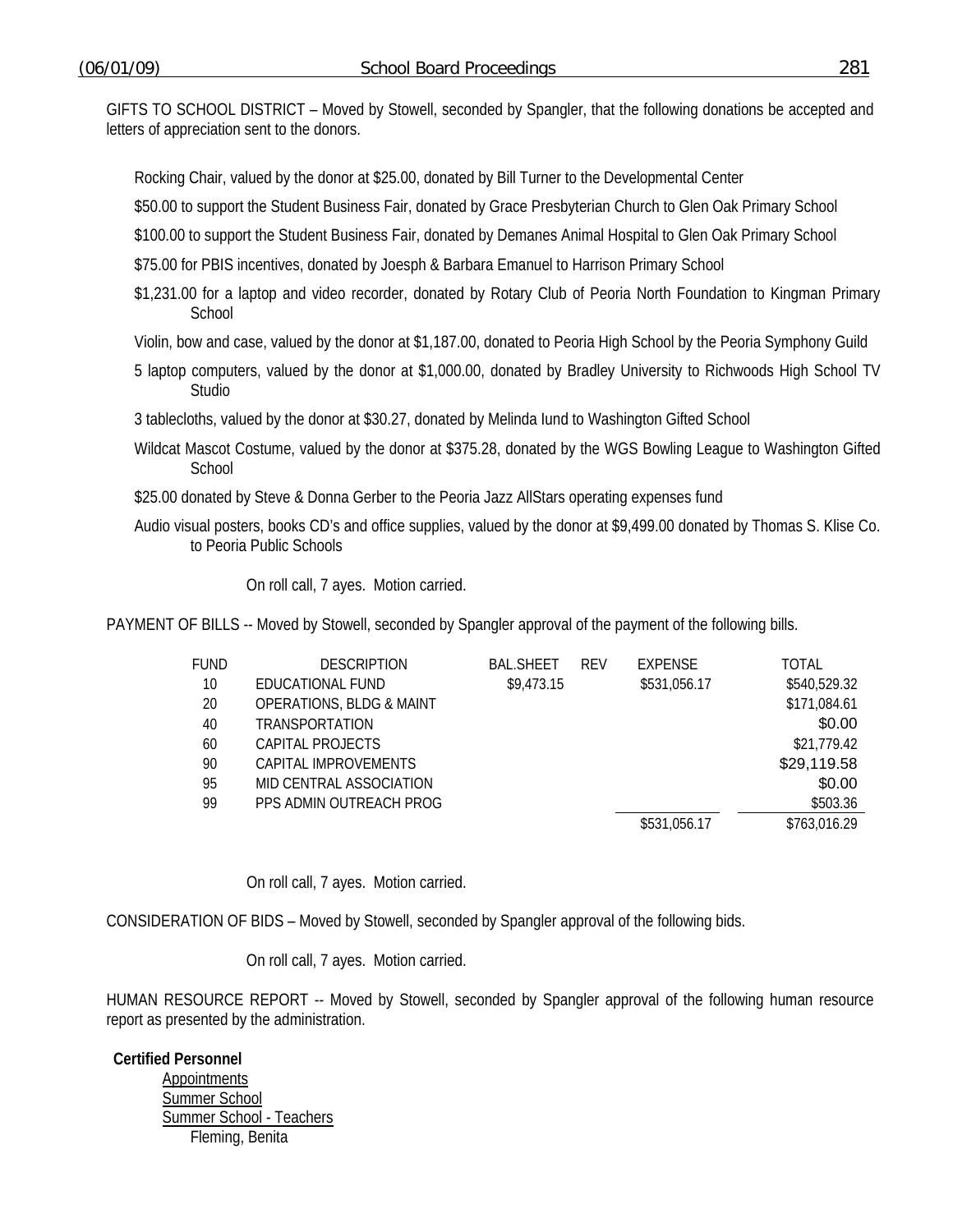GIFTS TO SCHOOL DISTRICT – Moved by Stowell, seconded by Spangler, that the following donations be accepted and letters of appreciation sent to the donors.

Rocking Chair, valued by the donor at $25.00, donated by Bill Turner to the Developmental Center

$50.00 to support the Student Business Fair, donated by Grace Presbyterian Church to Glen Oak Primary School

$100.00 to support the Student Business Fair, donated by Demanes Animal Hospital to Glen Oak Primary School

$75.00 for PBIS incentives, donated by Joesph & Barbara Emanuel to Harrison Primary School

$1,231.00 for a laptop and video recorder, donated by Rotary Club of Peoria North Foundation to Kingman Primary School

Violin, bow and case, valued by the donor at $1,187.00, donated to Peoria High School by the Peoria Symphony Guild

5 laptop computers, valued by the donor at $1,000.00, donated by Bradley University to Richwoods High School TV Studio

3 tablecloths, valued by the donor at $30.27, donated by Melinda Iund to Washington Gifted School

Wildcat Mascot Costume, valued by the donor at $375.28, donated by the WGS Bowling League to Washington Gifted School

$25.00 donated by Steve & Donna Gerber to the Peoria Jazz AllStars operating expenses fund

Audio visual posters, books CD's and office supplies, valued by the donor at $9,499.00 donated by Thomas S. Klise Co. to Peoria Public Schools

On roll call, 7 ayes. Motion carried.

PAYMENT OF BILLS -- Moved by Stowell, seconded by Spangler approval of the payment of the following bills.

| FUND | DESCRIPTION | BAL.SHEET | REV | EXPENSE | TOTAL |
|---|---|---|---|---|---|
| 10 | EDUCATIONAL FUND | $9,473.15 | | $531,056.17 | $540,529.32 |
| 20 | OPERATIONS, BLDG & MAINT | | | | $171,084.61 |
| 40 | TRANSPORTATION | | | | $0.00 |
| 60 | CAPITAL PROJECTS | | | | $21,779.42 |
| 90 | CAPITAL IMPROVEMENTS | | | | $29,119.58 |
| 95 | MID CENTRAL ASSOCIATION | | | | $0.00 |
| 99 | PPS ADMIN OUTREACH PROG | | | | $503.36 |
| | | | | $531,056.17 | $763,016.29 |

On roll call, 7 ayes. Motion carried.

CONSIDERATION OF BIDS – Moved by Stowell, seconded by Spangler approval of the following bids.

On roll call, 7 ayes. Motion carried.

HUMAN RESOURCE REPORT -- Moved by Stowell, seconded by Spangler approval of the following human resource report as presented by the administration.

**Certified Personnel**

Appointments

Summer School

Summer School - Teachers

Fleming, Benita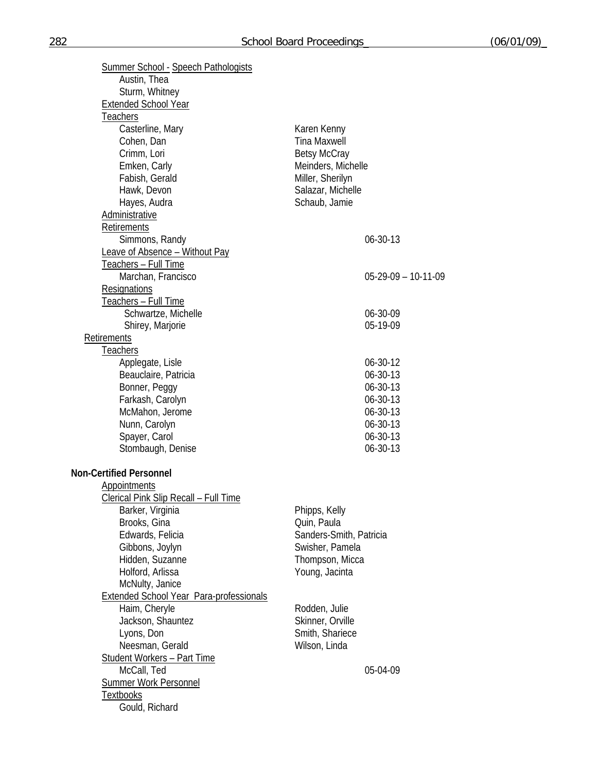Summer School - Speech Pathologists

- Austin, Thea
- Sturm, Whitney

Extended School Year

Teachers

- Casterline, Mary
- Cohen, Dan
- Crimm, Lori
- Emken, Carly
- Fabish, Gerald
- Hawk, Devon
- Hayes, Audra
- Karen Kenny
- Tina Maxwell
- Betsy McCray
- Meinders, Michelle
- Miller, Sherilyn
- Salazar, Michelle
- Schaub, Jamie

Administrative

Retirements

| Name | Date |
|---|---|
| Simmons, Randy | 06-30-13 |

Leave of Absence – Without Pay

Teachers – Full Time

| Name | Date |
|---|---|
| Marchan, Francisco | 05-29-09 – 10-11-09 |

Resignations

Teachers – Full Time

| Name | Date |
|---|---|
| Schwartze, Michelle | 06-30-09 |
| Shirey, Marjorie | 05-19-09 |

Retirements

Teachers

| Name | Date |
|---|---|
| Applegate, Lisle | 06-30-12 |
| Beauclaire, Patricia | 06-30-13 |
| Bonner, Peggy | 06-30-13 |
| Farkash, Carolyn | 06-30-13 |
| McMahon, Jerome | 06-30-13 |
| Nunn, Carolyn | 06-30-13 |
| Spayer, Carol | 06-30-13 |
| Stombaugh, Denise | 06-30-13 |

**Non-Certified Personnel**

Appointments

Clerical Pink Slip Recall – Full Time

- Barker, Virginia
- Brooks, Gina
- Edwards, Felicia
- Gibbons, Joylyn
- Hidden, Suzanne
- Holford, Arlissa
- McNulty, Janice
- Phipps, Kelly
- Quin, Paula
- Sanders-Smith, Patricia
- Swisher, Pamela
- Thompson, Micca
- Young, Jacinta

Extended School Year Para-professionals

- Haim, Cheryle
- Jackson, Shauntez
- Lyons, Don
- Neesman, Gerald
- Rodden, Julie
- Skinner, Orville
- Smith, Shariece
- Wilson, Linda

Student Workers – Part Time

| Name | Date |
|---|---|
| McCall, Ted | 05-04-09 |

Summer Work Personnel

Textbooks

- Gould, Richard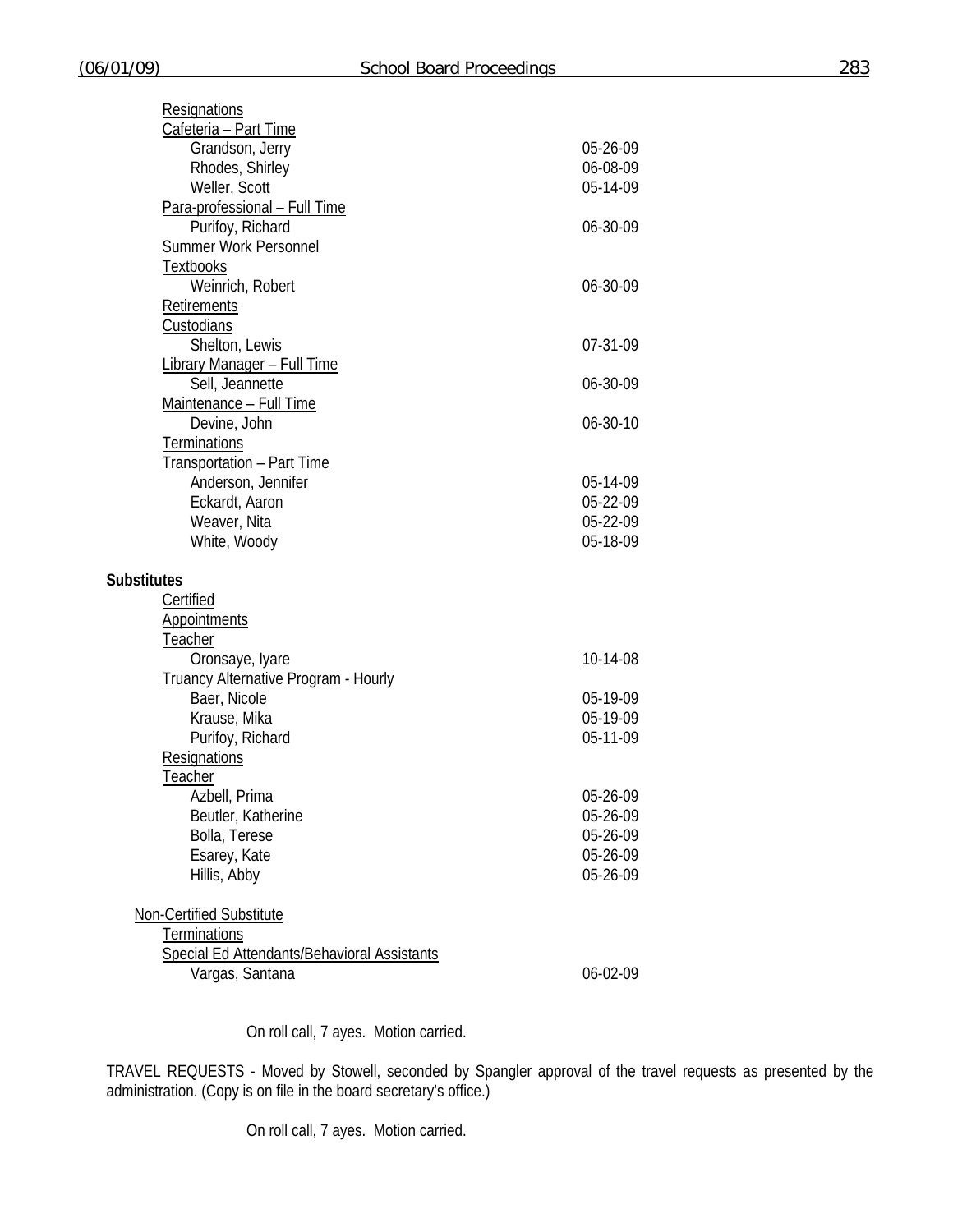Resignations

Cafeteria – Part Time

| | |
|---|---|
| Grandson, Jerry | 05-26-09 |
| Rhodes, Shirley | 06-08-09 |
| Weller, Scott | 05-14-09 |

Para-professional – Full Time

| | |
|---|---|
| Purifoy, Richard | 06-30-09 |

Summer Work Personnel

Textbooks

| | |
|---|---|
| Weinrich, Robert | 06-30-09 |

Retirements

Custodians

| | |
|---|---|
| Shelton, Lewis | 07-31-09 |

Library Manager – Full Time

| | |
|---|---|
| Sell, Jeannette | 06-30-09 |

Maintenance – Full Time

| | |
|---|---|
| Devine, John | 06-30-10 |

Terminations

Transportation – Part Time

| | |
|---|---|
| Anderson, Jennifer | 05-14-09 |
| Eckardt, Aaron | 05-22-09 |
| Weaver, Nita | 05-22-09 |
| White, Woody | 05-18-09 |

**Substitutes**

Certified

Appointments

Teacher

| | |
|---|---|
| Oronsaye, Iyare | 10-14-08 |

Truancy Alternative Program - Hourly

| | |
|---|---|
| Baer, Nicole | 05-19-09 |
| Krause, Mika | 05-19-09 |
| Purifoy, Richard | 05-11-09 |

Resignations

Teacher

| | |
|---|---|
| Azbell, Prima | 05-26-09 |
| Beutler, Katherine | 05-26-09 |
| Bolla, Terese | 05-26-09 |
| Esarey, Kate | 05-26-09 |
| Hillis, Abby | 05-26-09 |

Non-Certified Substitute

Terminations

Special Ed Attendants/Behavioral Assistants

| | |
|---|---|
| Vargas, Santana | 06-02-09 |

On roll call, 7 ayes. Motion carried.

TRAVEL REQUESTS - Moved by Stowell, seconded by Spangler approval of the travel requests as presented by the administration. (Copy is on file in the board secretary's office.)

On roll call, 7 ayes. Motion carried.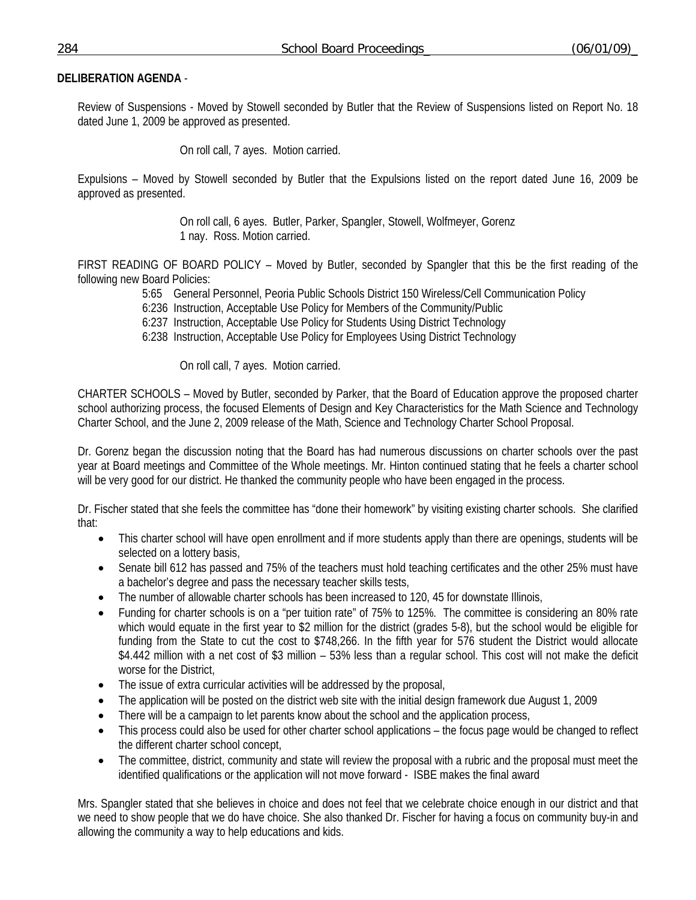**DELIBERATION AGENDA** -

Review of Suspensions - Moved by Stowell seconded by Butler that the Review of Suspensions listed on Report No. 18 dated June 1, 2009 be approved as presented.

On roll call, 7 ayes. Motion carried.

Expulsions – Moved by Stowell seconded by Butler that the Expulsions listed on the report dated June 16, 2009 be approved as presented.

On roll call, 6 ayes. Butler, Parker, Spangler, Stowell, Wolfmeyer, Gorenz
1 nay. Ross. Motion carried.

FIRST READING OF BOARD POLICY – Moved by Butler, seconded by Spangler that this be the first reading of the following new Board Policies:

5:65 General Personnel, Peoria Public Schools District 150 Wireless/Cell Communication Policy
6:236 Instruction, Acceptable Use Policy for Members of the Community/Public
6:237 Instruction, Acceptable Use Policy for Students Using District Technology
6:238 Instruction, Acceptable Use Policy for Employees Using District Technology

On roll call, 7 ayes. Motion carried.

CHARTER SCHOOLS – Moved by Butler, seconded by Parker, that the Board of Education approve the proposed charter school authorizing process, the focused Elements of Design and Key Characteristics for the Math Science and Technology Charter School, and the June 2, 2009 release of the Math, Science and Technology Charter School Proposal.

Dr. Gorenz began the discussion noting that the Board has had numerous discussions on charter schools over the past year at Board meetings and Committee of the Whole meetings. Mr. Hinton continued stating that he feels a charter school will be very good for our district. He thanked the community people who have been engaged in the process.

Dr. Fischer stated that she feels the committee has "done their homework" by visiting existing charter schools. She clarified that:

- This charter school will have open enrollment and if more students apply than there are openings, students will be selected on a lottery basis,
- Senate bill 612 has passed and 75% of the teachers must hold teaching certificates and the other 25% must have a bachelor's degree and pass the necessary teacher skills tests,
- The number of allowable charter schools has been increased to 120, 45 for downstate Illinois,
- Funding for charter schools is on a "per tuition rate" of 75% to 125%. The committee is considering an 80% rate which would equate in the first year to $2 million for the district (grades 5-8), but the school would be eligible for funding from the State to cut the cost to $748,266. In the fifth year for 576 student the District would allocate $4.442 million with a net cost of $3 million – 53% less than a regular school. This cost will not make the deficit worse for the District,
- The issue of extra curricular activities will be addressed by the proposal,
- The application will be posted on the district web site with the initial design framework due August 1, 2009
- There will be a campaign to let parents know about the school and the application process,
- This process could also be used for other charter school applications – the focus page would be changed to reflect the different charter school concept,
- The committee, district, community and state will review the proposal with a rubric and the proposal must meet the identified qualifications or the application will not move forward - ISBE makes the final award

Mrs. Spangler stated that she believes in choice and does not feel that we celebrate choice enough in our district and that we need to show people that we do have choice. She also thanked Dr. Fischer for having a focus on community buy-in and allowing the community a way to help educations and kids.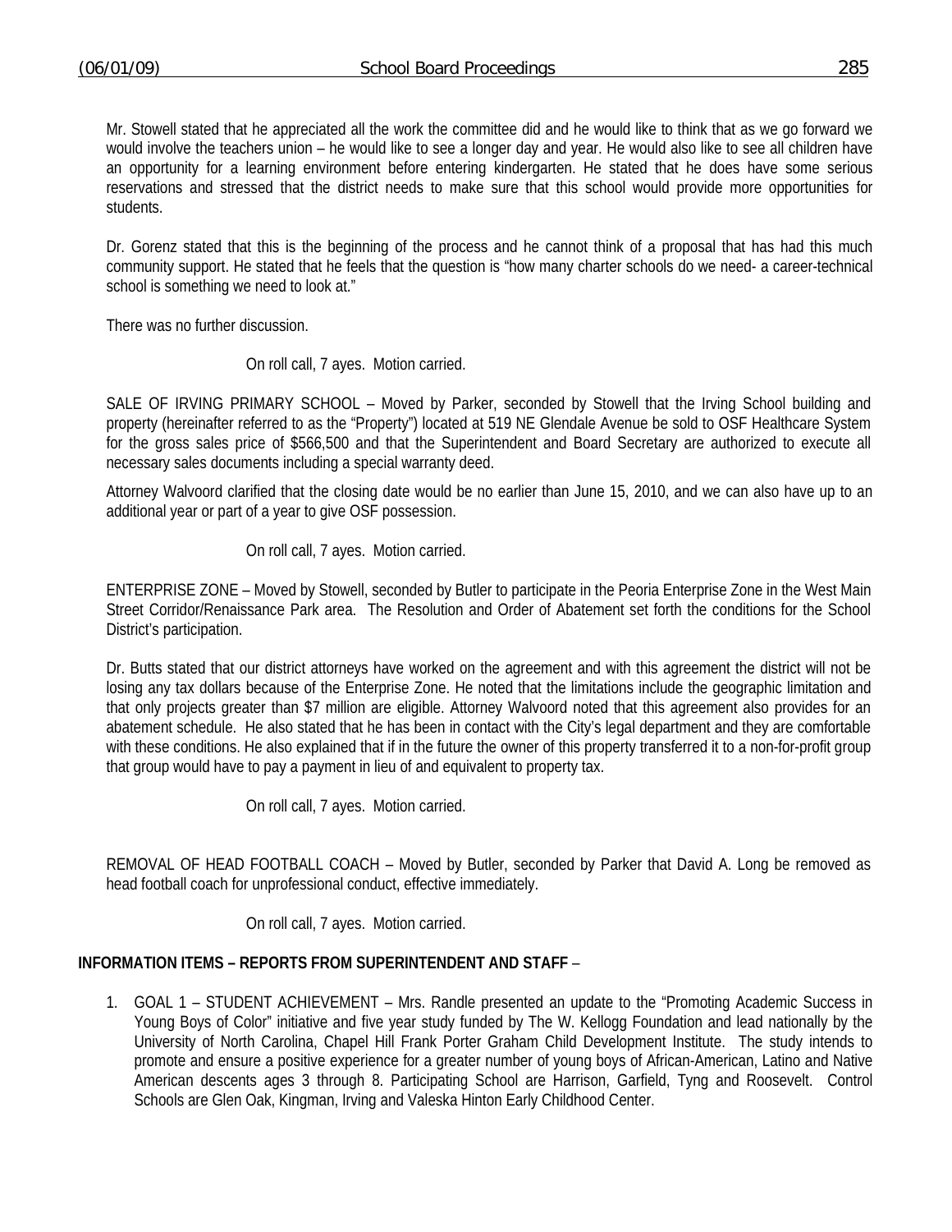Mr. Stowell stated that he appreciated all the work the committee did and he would like to think that as we go forward we would involve the teachers union – he would like to see a longer day and year. He would also like to see all children have an opportunity for a learning environment before entering kindergarten. He stated that he does have some serious reservations and stressed that the district needs to make sure that this school would provide more opportunities for students.

Dr. Gorenz stated that this is the beginning of the process and he cannot think of a proposal that has had this much community support. He stated that he feels that the question is "how many charter schools do we need- a career-technical school is something we need to look at."

There was no further discussion.

On roll call, 7 ayes. Motion carried.

SALE OF IRVING PRIMARY SCHOOL – Moved by Parker, seconded by Stowell that the Irving School building and property (hereinafter referred to as the "Property") located at 519 NE Glendale Avenue be sold to OSF Healthcare System for the gross sales price of $566,500 and that the Superintendent and Board Secretary are authorized to execute all necessary sales documents including a special warranty deed.

Attorney Walvoord clarified that the closing date would be no earlier than June 15, 2010, and we can also have up to an additional year or part of a year to give OSF possession.

On roll call, 7 ayes. Motion carried.

ENTERPRISE ZONE – Moved by Stowell, seconded by Butler to participate in the Peoria Enterprise Zone in the West Main Street Corridor/Renaissance Park area. The Resolution and Order of Abatement set forth the conditions for the School District's participation.

Dr. Butts stated that our district attorneys have worked on the agreement and with this agreement the district will not be losing any tax dollars because of the Enterprise Zone. He noted that the limitations include the geographic limitation and that only projects greater than $7 million are eligible. Attorney Walvoord noted that this agreement also provides for an abatement schedule. He also stated that he has been in contact with the City's legal department and they are comfortable with these conditions. He also explained that if in the future the owner of this property transferred it to a non-for-profit group that group would have to pay a payment in lieu of and equivalent to property tax.

On roll call, 7 ayes. Motion carried.

REMOVAL OF HEAD FOOTBALL COACH – Moved by Butler, seconded by Parker that David A. Long be removed as head football coach for unprofessional conduct, effective immediately.

On roll call, 7 ayes. Motion carried.

**INFORMATION ITEMS – REPORTS FROM SUPERINTENDENT AND STAFF** –

1. GOAL 1 – STUDENT ACHIEVEMENT – Mrs. Randle presented an update to the "Promoting Academic Success in Young Boys of Color" initiative and five year study funded by The W. Kellogg Foundation and lead nationally by the University of North Carolina, Chapel Hill Frank Porter Graham Child Development Institute. The study intends to promote and ensure a positive experience for a greater number of young boys of African-American, Latino and Native American descents ages 3 through 8. Participating School are Harrison, Garfield, Tyng and Roosevelt. Control Schools are Glen Oak, Kingman, Irving and Valeska Hinton Early Childhood Center.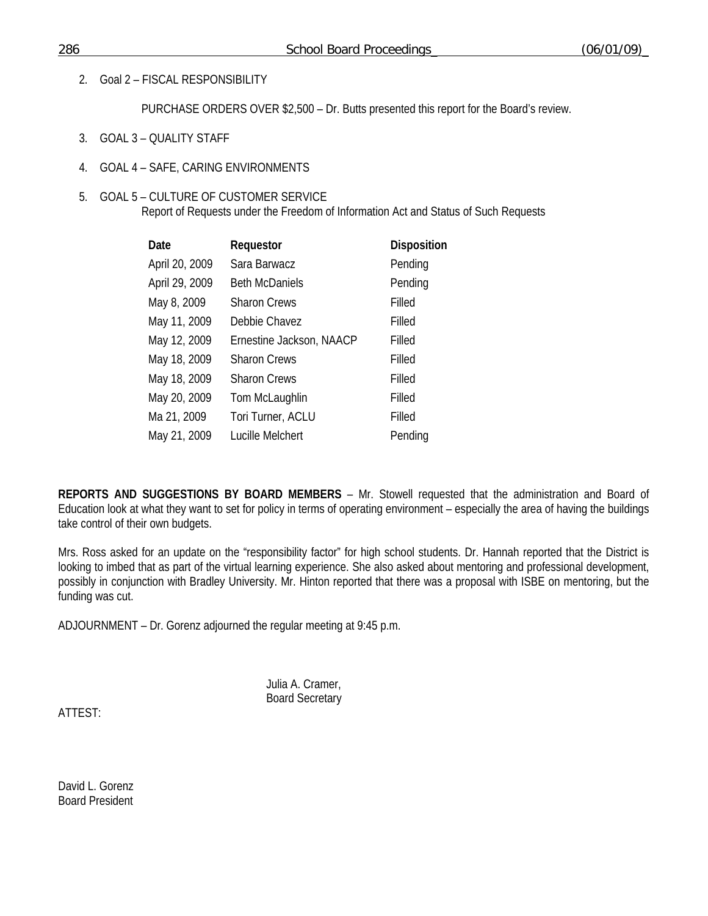2. Goal 2 – FISCAL RESPONSIBILITY

   PURCHASE ORDERS OVER $2,500 – Dr. Butts presented this report for the Board's review.

3. GOAL 3 – QUALITY STAFF

4. GOAL 4 – SAFE, CARING ENVIRONMENTS

5. GOAL 5 – CULTURE OF CUSTOMER SERVICE
   Report of Requests under the Freedom of Information Act and Status of Such Requests

| Date | Requestor | Disposition |
|---|---|---|
| April 20, 2009 | Sara Barwacz | Pending |
| April 29, 2009 | Beth McDaniels | Pending |
| May 8, 2009 | Sharon Crews | Filled |
| May 11, 2009 | Debbie Chavez | Filled |
| May 12, 2009 | Ernestine Jackson, NAACP | Filled |
| May 18, 2009 | Sharon Crews | Filled |
| May 18, 2009 | Sharon Crews | Filled |
| May 20, 2009 | Tom McLaughlin | Filled |
| Ma 21, 2009 | Tori Turner, ACLU | Filled |
| May 21, 2009 | Lucille Melchert | Pending |

**REPORTS AND SUGGESTIONS BY BOARD MEMBERS** – Mr. Stowell requested that the administration and Board of Education look at what they want to set for policy in terms of operating environment – especially the area of having the buildings take control of their own budgets.

Mrs. Ross asked for an update on the "responsibility factor" for high school students. Dr. Hannah reported that the District is looking to imbed that as part of the virtual learning experience. She also asked about mentoring and professional development, possibly in conjunction with Bradley University. Mr. Hinton reported that there was a proposal with ISBE on mentoring, but the funding was cut.

ADJOURNMENT – Dr. Gorenz adjourned the regular meeting at 9:45 p.m.

Julia A. Cramer,
Board Secretary

ATTEST:

David L. Gorenz
Board President